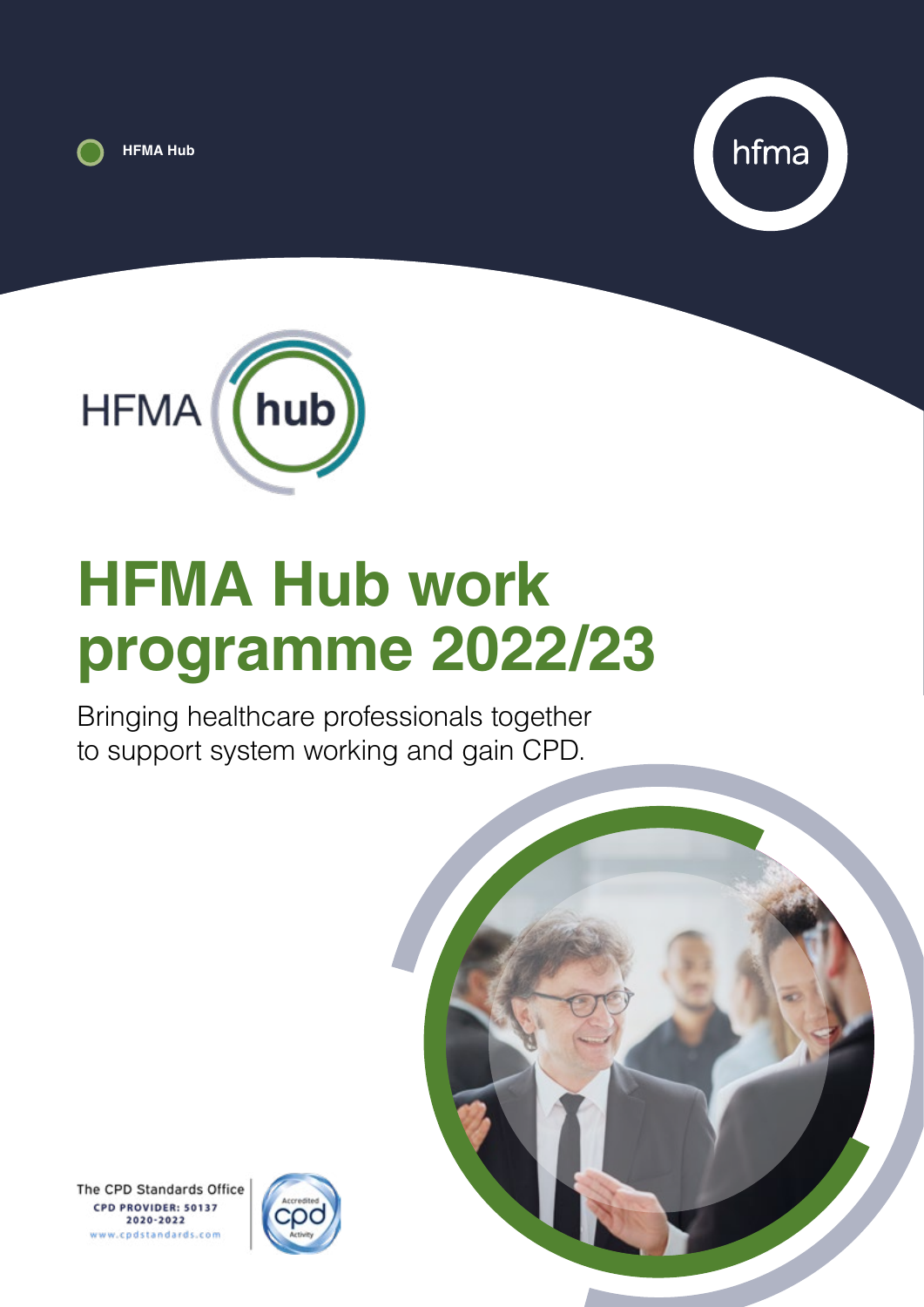HFMA Hub

# HFMA Hub work programme 2022/23

Bringing healthcare professionals together to support system working and gain CPD.

The CPD Standards Office
CPD PROVIDER: 50137
2020-2022
www.cpdstandards.com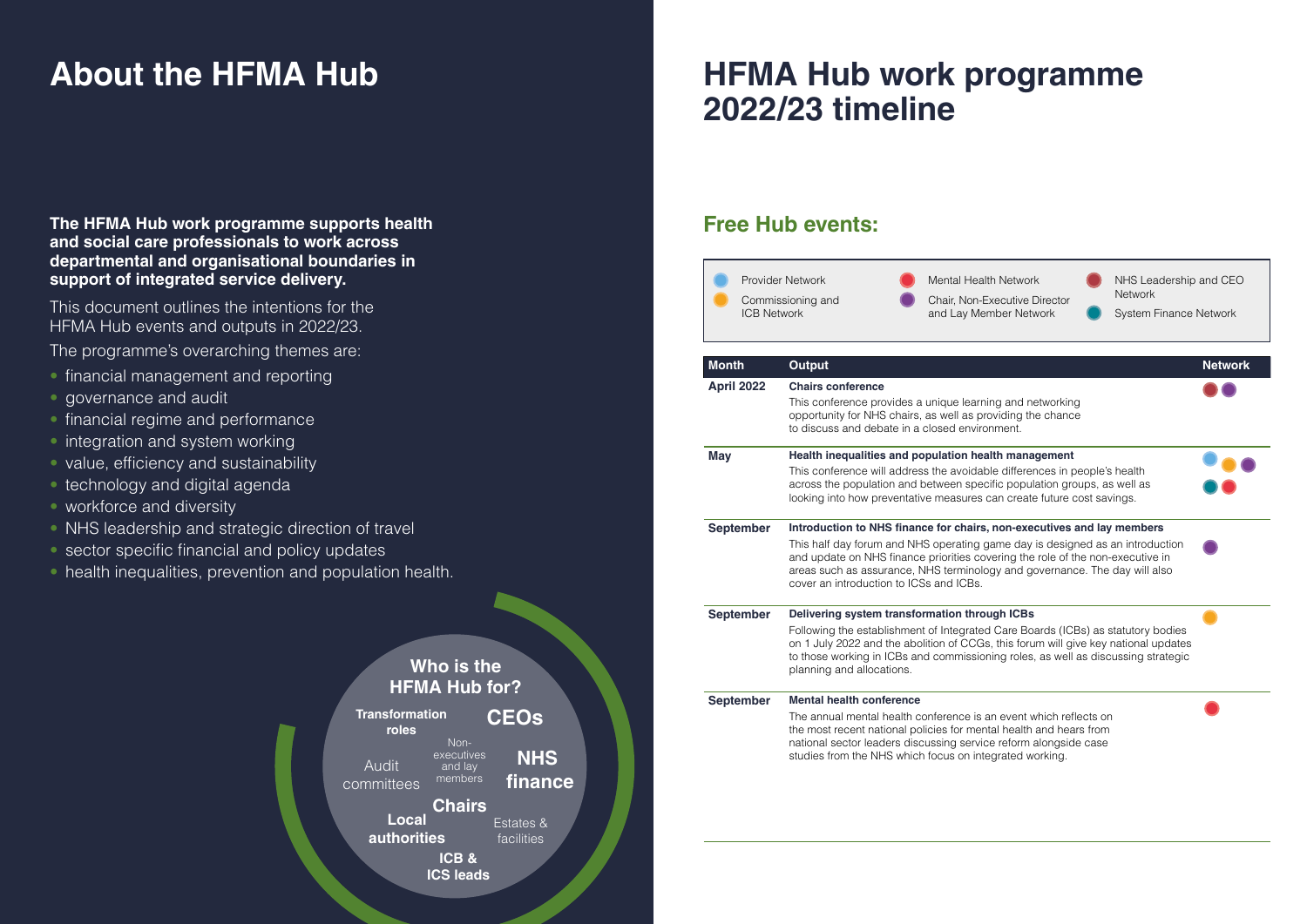# About the HFMA Hub

**The HFMA Hub work programme supports health and social care professionals to work across departmental and organisational boundaries in support of integrated service delivery.**

This document outlines the intentions for the HFMA Hub events and outputs in 2022/23.

The programme's overarching themes are:

- financial management and reporting
- governance and audit
- financial regime and performance
- integration and system working
- value, efficiency and sustainability
- technology and digital agenda
- workforce and diversity
- NHS leadership and strategic direction of travel
- sector specific financial and policy updates
- health inequalities, prevention and population health.

**Who is the HFMA Hub for?**

Transformation roles, CEOs, Audit committees, Non-executives and lay members, NHS finance, Chairs, Local authorities, Estates & facilities, ICB & ICS leads

# HFMA Hub work programme 2022/23 timeline

## Free Hub events:

Key:
- Provider Network (light blue)
- Commissioning and ICB Network (orange)
- Mental Health Network (red)
- Chair, Non-Executive Director and Lay Member Network (purple)
- NHS Leadership and CEO Network (dark red)
- System Finance Network (teal)

| Month | Output | Network |
| --- | --- | --- |
| April 2022 | **Chairs conference**<br>This conference provides a unique learning and networking opportunity for NHS chairs, as well as providing the chance to discuss and debate in a closed environment. | NHS Leadership and CEO Network; Chair, Non-Executive Director and Lay Member Network |
| May | **Health inequalities and population health management**<br>This conference will address the avoidable differences in people's health across the population and between specific population groups, as well as looking into how preventative measures can create future cost savings. | Provider Network; Commissioning and ICB Network; Chair, Non-Executive Director and Lay Member Network; System Finance Network; Mental Health Network |
| September | **Introduction to NHS finance for chairs, non-executives and lay members**<br>This half day forum and NHS operating game day is designed as an introduction and update on NHS finance priorities covering the role of the non-executive in areas such as assurance, NHS terminology and governance. The day will also cover an introduction to ICSs and ICBs. | Chair, Non-Executive Director and Lay Member Network |
| September | **Delivering system transformation through ICBs**<br>Following the establishment of Integrated Care Boards (ICBs) as statutory bodies on 1 July 2022 and the abolition of CCGs, this forum will give key national updates to those working in ICBs and commissioning roles, as well as discussing strategic planning and allocations. | Commissioning and ICB Network |
| September | **Mental health conference**<br>The annual mental health conference is an event which reflects on the most recent national policies for mental health and hears from national sector leaders discussing service reform alongside case studies from the NHS which focus on integrated working. | Mental Health Network |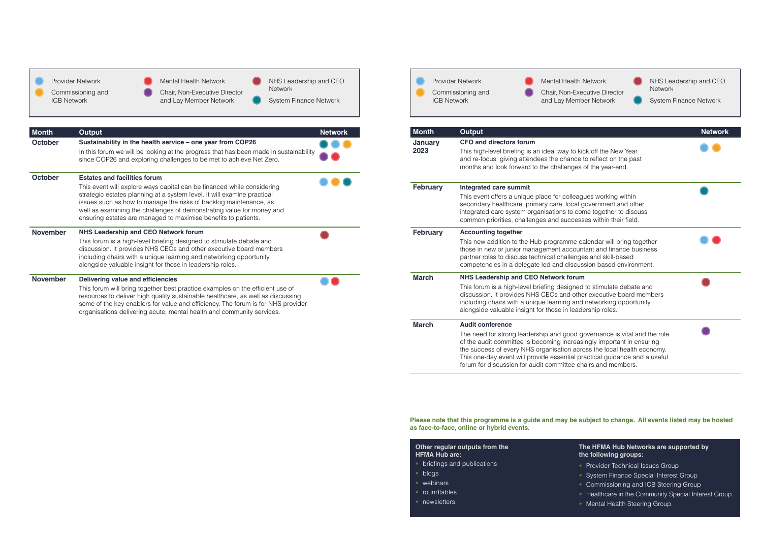Legend:
- Provider Network (light blue)
- Commissioning and ICB Network (orange)
- Mental Health Network (red)
- Chair, Non-Executive Director and Lay Member Network (purple)
- NHS Leadership and CEO Network (dark red)
- System Finance Network (teal)

| Month | Output | Network |
|---|---|---|
| October | **Sustainability in the health service – one year from COP26** In this forum we will be looking at the progress that has been made in sustainability since COP26 and exploring challenges to be met to achieve Net Zero. | System Finance, Provider, Commissioning and ICB, Chair, Non-Executive Director and Lay Member, Mental Health |
| October | **Estates and facilities forum** This event will explore ways capital can be financed while considering strategic estates planning at a system level. It will examine practical issues such as how to manage the risks of backlog maintenance, as well as examining the challenges of demonstrating value for money and ensuring estates are managed to maximise benefits to patients. | Provider, Commissioning and ICB, System Finance |
| November | **NHS Leadership and CEO Network forum** This forum is a high-level briefing designed to stimulate debate and discussion. It provides NHS CEOs and other executive board members including chairs with a unique learning and networking opportunity alongside valuable insight for those in leadership roles. | NHS Leadership and CEO |
| November | **Delivering value and efficiencies** This forum will bring together best practice examples on the efficient use of resources to deliver high quality sustainable healthcare, as well as discussing some of the key enablers for value and efficiency. The forum is for NHS provider organisations delivering acute, mental health and community services. | Provider, Mental Health |

Legend:
- Provider Network (light blue)
- Commissioning and ICB Network (orange)
- Mental Health Network (red)
- Chair, Non-Executive Director and Lay Member Network (purple)
- NHS Leadership and CEO Network (dark red)
- System Finance Network (teal)

| Month | Output | Network |
|---|---|---|
| January 2023 | **CFO and directors forum** This high-level briefing is an ideal way to kick off the New Year and re-focus, giving attendees the chance to reflect on the past months and look forward to the challenges of the year-end. | Provider, Commissioning and ICB |
| February | **Integrated care summit** This event offers a unique place for colleagues working within secondary healthcare, primary care, local government and other integrated care system organisations to come together to discuss common priorities, challenges and successes within their field. | System Finance |
| February | **Accounting together** This new addition to the Hub programme calendar will bring together those in new or junior management accountant and finance business partner roles to discuss technical challenges and skill-based competencies in a delegate led and discussion based environment. | Provider, Mental Health |
| March | **NHS Leadership and CEO Network forum** This forum is a high-level briefing designed to stimulate debate and discussion. It provides NHS CEOs and other executive board members including chairs with a unique learning and networking opportunity alongside valuable insight for those in leadership roles. | NHS Leadership and CEO |
| March | **Audit conference** The need for strong leadership and good governance is vital and the role of the audit committee is becoming increasingly important in ensuring the success of every NHS organisation across the local health economy. This one-day event will provide essential practical guidance and a useful forum for discussion for audit committee chairs and members. | Chair, Non-Executive Director and Lay Member |

**Please note that this programme is a guide and may be subject to change. All events listed may be hosted as face-to-face, online or hybrid events.**

**Other regular outputs from the HFMA Hub are:**

- briefings and publications
- blogs
- webinars
- roundtables
- newsletters.

**The HFMA Hub Networks are supported by the following groups:**

- Provider Technical Issues Group
- System Finance Special Interest Group
- Commissioning and ICB Steering Group
- Healthcare in the Community Special Interest Group
- Mental Health Steering Group.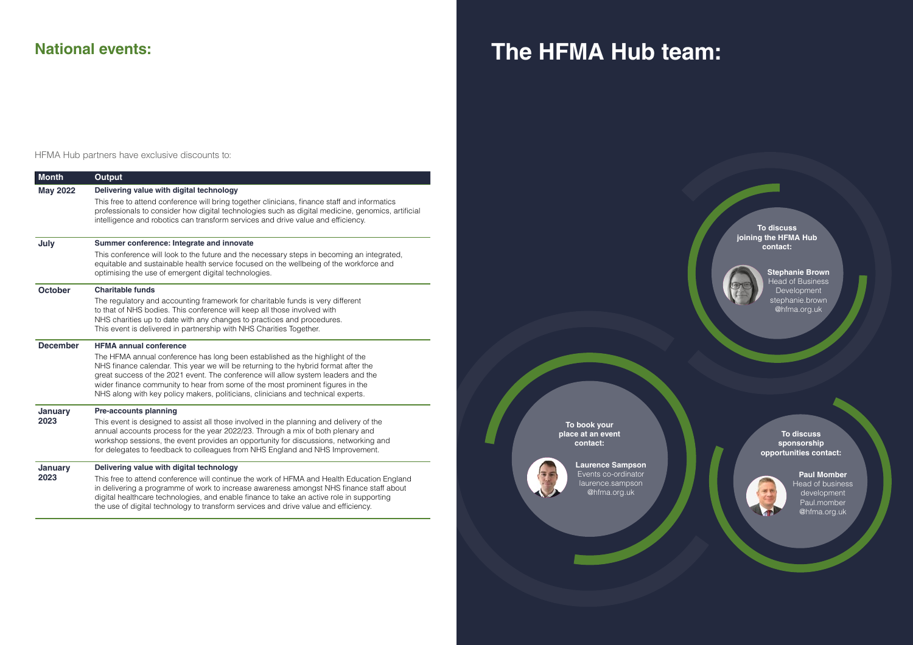## National events:

HFMA Hub partners have exclusive discounts to:

| Month | Output |
| --- | --- |
| May 2022 | **Delivering value with digital technology**<br>This free to attend conference will bring together clinicians, finance staff and informatics professionals to consider how digital technologies such as digital medicine, genomics, artificial intelligence and robotics can transform services and drive value and efficiency. |
| July | **Summer conference: Integrate and innovate**<br>This conference will look to the future and the necessary steps in becoming an integrated, equitable and sustainable health service focused on the wellbeing of the workforce and optimising the use of emergent digital technologies. |
| October | **Charitable funds**<br>The regulatory and accounting framework for charitable funds is very different to that of NHS bodies. This conference will keep all those involved with NHS charities up to date with any changes to practices and procedures. This event is delivered in partnership with NHS Charities Together. |
| December | **HFMA annual conference**<br>The HFMA annual conference has long been established as the highlight of the NHS finance calendar. This year we will be returning to the hybrid format after the great success of the 2021 event. The conference will allow system leaders and the wider finance community to hear from some of the most prominent figures in the NHS along with key policy makers, politicians, clinicians and technical experts. |
| January 2023 | **Pre-accounts planning**<br>This event is designed to assist all those involved in the planning and delivery of the annual accounts process for the year 2022/23. Through a mix of both plenary and workshop sessions, the event provides an opportunity for discussions, networking and for delegates to feedback to colleagues from NHS England and NHS Improvement. |
| January 2023 | **Delivering value with digital technology**<br>This free to attend conference will continue the work of HFMA and Health Education England in delivering a programme of work to increase awareness amongst NHS finance staff about digital healthcare technologies, and enable finance to take an active role in supporting the use of digital technology to transform services and drive value and efficiency. |

# The HFMA Hub team:

**To discuss joining the HFMA Hub contact:**

**Stephanie Brown**
Head of Business Development
stephanie.brown@hfma.org.uk

**To book your place at an event contact:**

**Laurence Sampson**
Events co-ordinator
laurence.sampson@hfma.org.uk

**To discuss sponsorship opportunities contact:**

**Paul Momber**
Head of business development
Paul.momber@hfma.org.uk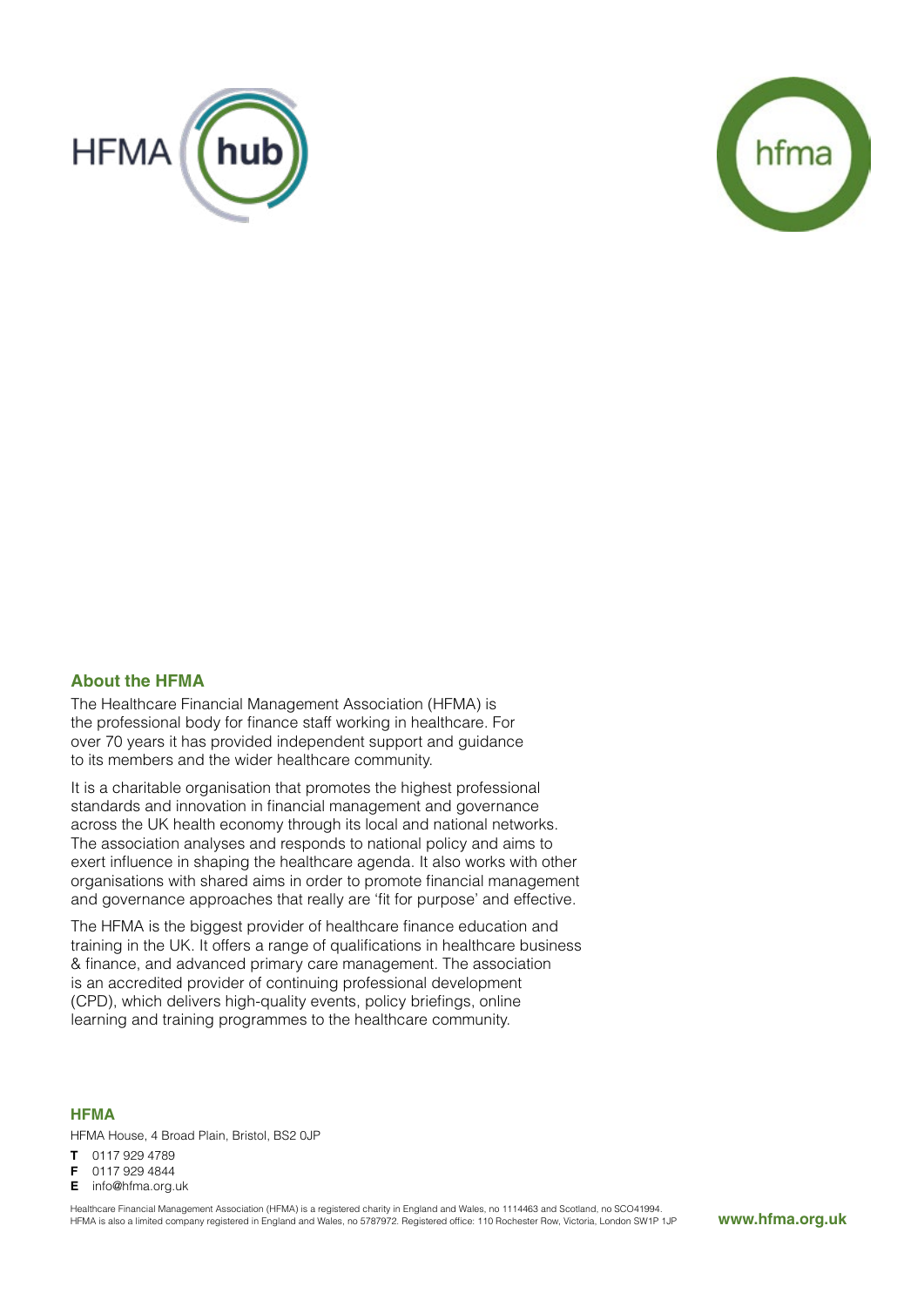HFMA hub

hfma

## About the HFMA

The Healthcare Financial Management Association (HFMA) is the professional body for finance staff working in healthcare. For over 70 years it has provided independent support and guidance to its members and the wider healthcare community.

It is a charitable organisation that promotes the highest professional standards and innovation in financial management and governance across the UK health economy through its local and national networks. The association analyses and responds to national policy and aims to exert influence in shaping the healthcare agenda. It also works with other organisations with shared aims in order to promote financial management and governance approaches that really are 'fit for purpose' and effective.

The HFMA is the biggest provider of healthcare finance education and training in the UK. It offers a range of qualifications in healthcare business & finance, and advanced primary care management. The association is an accredited provider of continuing professional development (CPD), which delivers high-quality events, policy briefings, online learning and training programmes to the healthcare community.

**HFMA**

HFMA House, 4 Broad Plain, Bristol, BS2 0JP

**T** 0117 929 4789
**F** 0117 929 4844
**E** info@hfma.org.uk

Healthcare Financial Management Association (HFMA) is a registered charity in England and Wales, no 1114463 and Scotland, no SCO41994.
HFMA is also a limited company registered in England and Wales, no 5787972. Registered office: 110 Rochester Row, Victoria, London SW1P 1JP

**www.hfma.org.uk**